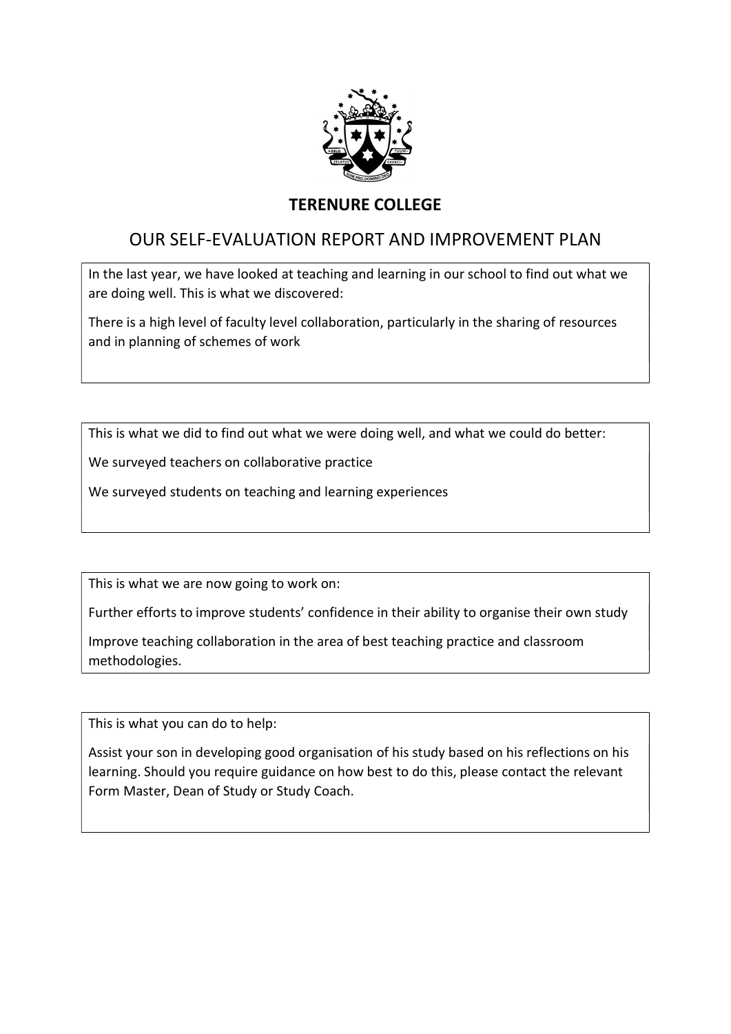# TERENURE COLLEGE

## OUR SELF-EVALUATION REPORT AND IMPROVEMENT PLAN

In the last year, we have looked at teaching and learning in our school to find out what we are doing well. This is what we discovered:

There is a high level of faculty level collaboration, particularly in the sharing of resources and in planning of schemes of work

This is what we did to find out what we were doing well, and what we could do better:

We surveyed teachers on collaborative practice

We surveyed students on teaching and learning experiences

This is what we are now going to work on:

Further efforts to improve students' confidence in their ability to organise their own study

Improve teaching collaboration in the area of best teaching practice and classroom methodologies.

This is what you can do to help:

Assist your son in developing good organisation of his study based on his reflections on his learning. Should you require guidance on how best to do this, please contact the relevant Form Master, Dean of Study or Study Coach.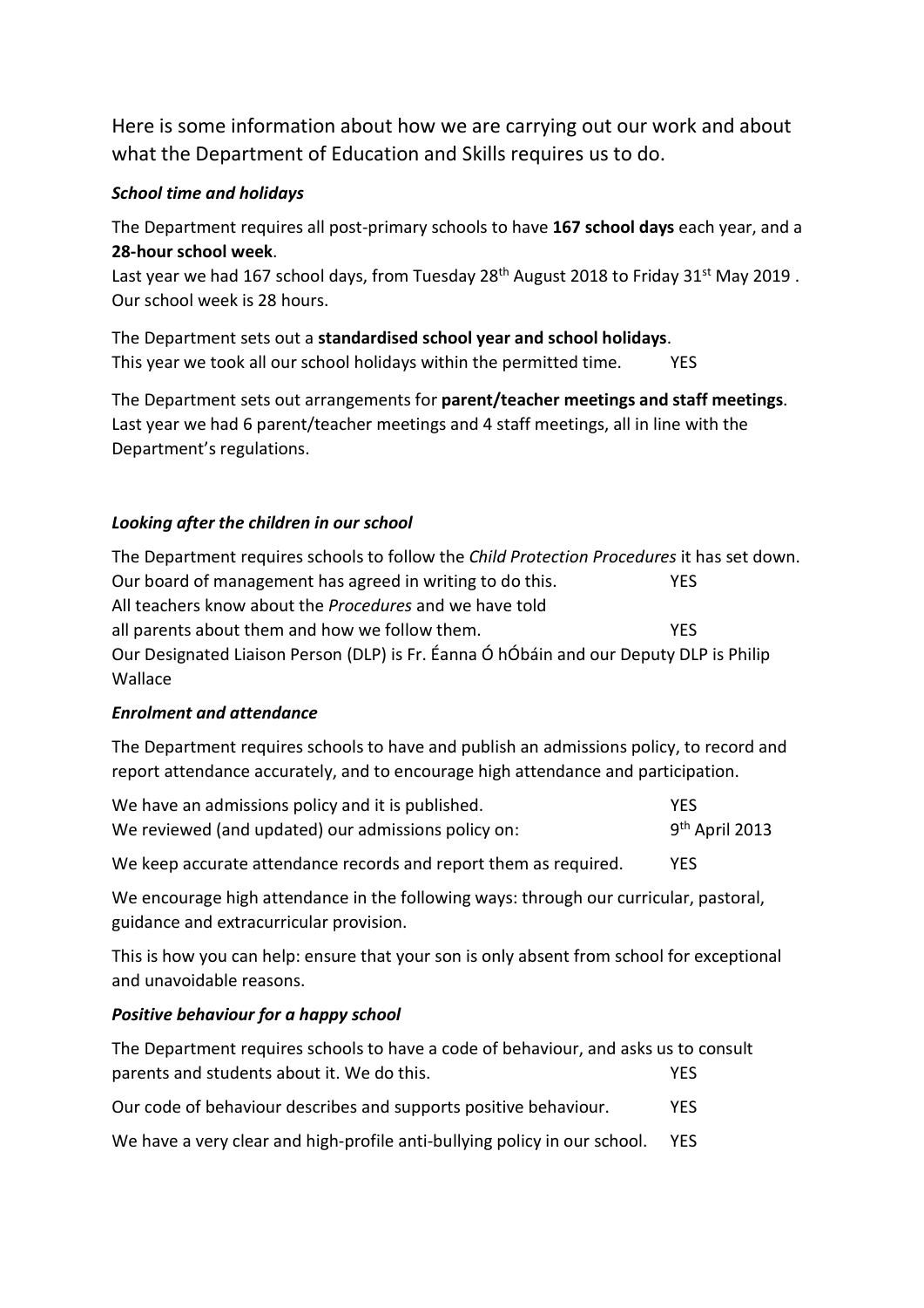Here is some information about how we are carrying out our work and about what the Department of Education and Skills requires us to do.

### *School time and holidays*

The Department requires all post-primary schools to have **167 school days** each year, and a **28-hour school week**.
Last year we had 167 school days, from Tuesday 28th August 2018 to Friday 31st May 2019 . Our school week is 28 hours.

The Department sets out a **standardised school year and school holidays**.
This year we took all our school holidays within the permitted time. YES

The Department sets out arrangements for **parent/teacher meetings and staff meetings**.
Last year we had 6 parent/teacher meetings and 4 staff meetings, all in line with the Department's regulations.

### *Looking after the children in our school*

The Department requires schools to follow the *Child Protection Procedures* it has set down.
Our board of management has agreed in writing to do this. YES
All teachers know about the *Procedures* and we have told all parents about them and how we follow them. YES
Our Designated Liaison Person (DLP) is Fr. Éanna Ó hÓbáin and our Deputy DLP is Philip Wallace

### *Enrolment and attendance*

The Department requires schools to have and publish an admissions policy, to record and report attendance accurately, and to encourage high attendance and participation.

| | |
|---|---|
| We have an admissions policy and it is published. | YES |
| We reviewed (and updated) our admissions policy on: | 9th April 2013 |
| We keep accurate attendance records and report them as required. | YES |

We encourage high attendance in the following ways: through our curricular, pastoral, guidance and extracurricular provision.

This is how you can help: ensure that your son is only absent from school for exceptional and unavoidable reasons.

### *Positive behaviour for a happy school*

| | |
|---|---|
| The Department requires schools to have a code of behaviour, and asks us to consult parents and students about it. We do this. | YES |
| Our code of behaviour describes and supports positive behaviour. | YES |
| We have a very clear and high-profile anti-bullying policy in our school. | YES |